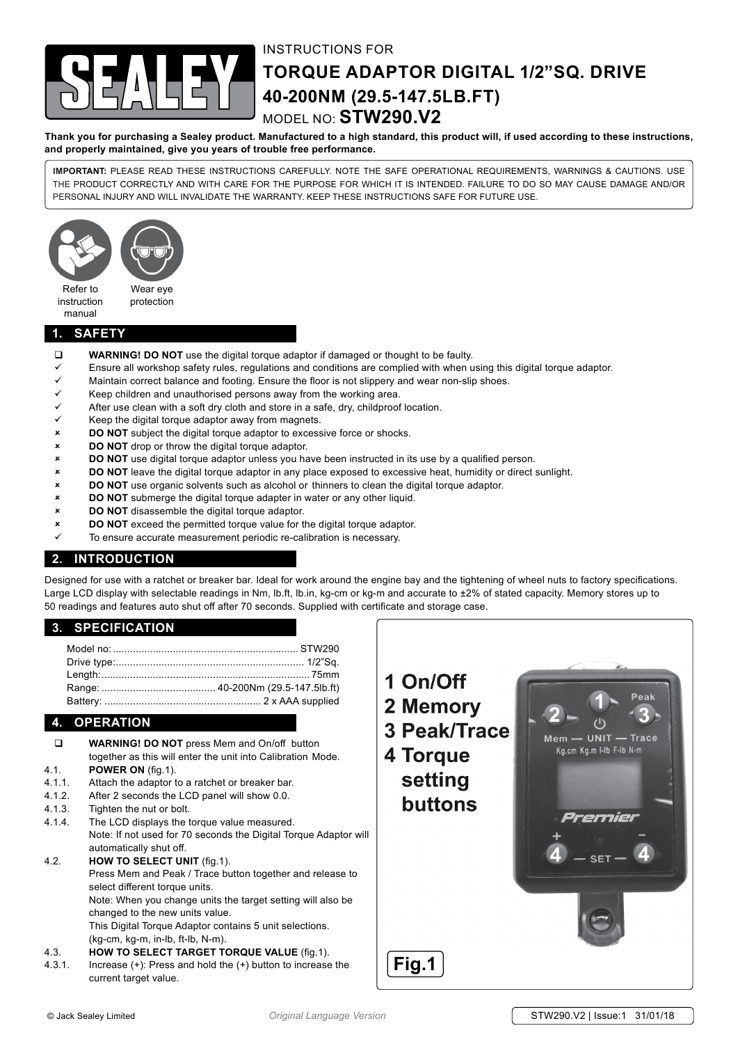# INSTRUCTIONS FOR

# TORQUE ADAPTOR DIGITAL 1/2"SQ. DRIVE 40-200NM (29.5-147.5LB.FT)

MODEL NO: **STW290.V2**

**Thank you for purchasing a Sealey product. Manufactured to a high standard, this product will, if used according to these instructions, and properly maintained, give you years of trouble free performance.**

**IMPORTANT:** PLEASE READ THESE INSTRUCTIONS CAREFULLY. NOTE THE SAFE OPERATIONAL REQUIREMENTS, WARNINGS & CAUTIONS. USE THE PRODUCT CORRECTLY AND WITH CARE FOR THE PURPOSE FOR WHICH IT IS INTENDED. FAILURE TO DO SO MAY CAUSE DAMAGE AND/OR PERSONAL INJURY AND WILL INVALIDATE THE WARRANTY. KEEP THESE INSTRUCTIONS SAFE FOR FUTURE USE.

Refer to instruction manual

Wear eye protection

## 1. SAFETY

- ❑ **WARNING! DO NOT** use the digital torque adaptor if damaged or thought to be faulty.
- ✓ Ensure all workshop safety rules, regulations and conditions are complied with when using this digital torque adaptor.
- ✓ Maintain correct balance and footing. Ensure the floor is not slippery and wear non-slip shoes.
- ✓ Keep children and unauthorised persons away from the working area.
- ✓ After use clean with a soft dry cloth and store in a safe, dry, childproof location.
- ✓ Keep the digital torque adaptor away from magnets.
- ✗ **DO NOT** subject the digital torque adaptor to excessive force or shocks.
- ✗ **DO NOT** drop or throw the digital torque adaptor.
- ✗ **DO NOT** use digital torque adaptor unless you have been instructed in its use by a qualified person.
- ✗ **DO NOT** leave the digital torque adaptor in any place exposed to excessive heat, humidity or direct sunlight.
- ✗ **DO NOT** use organic solvents such as alcohol or thinners to clean the digital torque adaptor.
- ✗ **DO NOT** submerge the digital torque adapter in water or any other liquid.
- ✗ **DO NOT** disassemble the digital torque adaptor.
- ✗ **DO NOT** exceed the permitted torque value for the digital torque adaptor.
- ✓ To ensure accurate measurement periodic re-calibration is necessary.

## 2. INTRODUCTION

Designed for use with a ratchet or breaker bar. Ideal for work around the engine bay and the tightening of wheel nuts to factory specifications. Large LCD display with selectable readings in Nm, lb.ft, lb.in, kg-cm or kg-m and accurate to ±2% of stated capacity. Memory stores up to 50 readings and features auto shut off after 70 seconds. Supplied with certificate and storage case.

## 3. SPECIFICATION

| | |
|---|---|
| Model no: | STW290 |
| Drive type: | 1/2"Sq. |
| Length: | 75mm |
| Range: | 40-200Nm (29.5-147.5lb.ft) |
| Battery: | 2 x AAA supplied |

## 4. OPERATION

❑ **WARNING! DO NOT** press Mem and On/off button together as this will enter the unit into Calibration Mode.

4.1. **POWER ON** (fig.1).

4.1.1. Attach the adaptor to a ratchet or breaker bar.

4.1.2. After 2 seconds the LCD panel will show 0.0.

4.1.3. Tighten the nut or bolt.

4.1.4. The LCD displays the torque value measured.
Note: If not used for 70 seconds the Digital Torque Adaptor will automatically shut off.

4.2. **HOW TO SELECT UNIT** (fig.1).
Press Mem and Peak / Trace button together and release to select different torque units.
Note: When you change units the target setting will also be changed to the new units value.
This Digital Torque Adaptor contains 5 unit selections.
(kg-cm, kg-m, in-lb, ft-lb, N-m).

4.3. **HOW TO SELECT TARGET TORQUE VALUE** (fig.1).

4.3.1. Increase (+): Press and hold the (+) button to increase the current target value.

1 On/Off
2 Memory
3 Peak/Trace
4 Torque setting buttons

Fig.1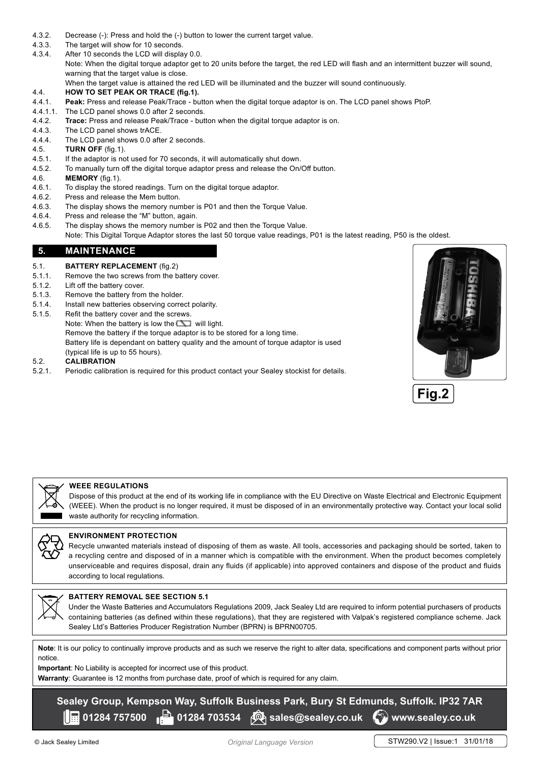4.3.2. Decrease (-): Press and hold the (-) button to lower the current target value.
4.3.3. The target will show for 10 seconds.
4.3.4. After 10 seconds the LCD will display 0.0.
Note: When the digital torque adaptor get to 20 units before the target, the red LED will flash and an intermittent buzzer will sound, warning that the target value is close.
When the target value is attained the red LED will be illuminated and the buzzer will sound continuously.

4.4. **HOW TO SET PEAK OR TRACE (fig.1).**
4.4.1. **Peak:** Press and release Peak/Trace - button when the digital torque adaptor is on. The LCD panel shows PtoP.
4.4.1.1. The LCD panel shows 0.0 after 2 seconds.
4.4.2. **Trace:** Press and release Peak/Trace - button when the digital torque adaptor is on.
4.4.3. The LCD panel shows trACE.
4.4.4. The LCD panel shows 0.0 after 2 seconds.

4.5. **TURN OFF** (fig.1).
4.5.1. If the adaptor is not used for 70 seconds, it will automatically shut down.
4.5.2. To manually turn off the digital torque adaptor press and release the On/Off button.

4.6. **MEMORY** (fig.1).
4.6.1. To display the stored readings. Turn on the digital torque adaptor.
4.6.2. Press and release the Mem button.
4.6.3. The display shows the memory number is P01 and then the Torque Value.
4.6.4. Press and release the "M" button, again.
4.6.5. The display shows the memory number is P02 and then the Torque Value.
Note: This Digital Torque Adaptor stores the last 50 torque value readings, P01 is the latest reading, P50 is the oldest.

## 5. MAINTENANCE

5.1. **BATTERY REPLACEMENT** (fig.2)
5.1.1. Remove the two screws from the battery cover.
5.1.2. Lift off the battery cover.
5.1.3. Remove the battery from the holder.
5.1.4. Install new batteries observing correct polarity.
5.1.5. Refit the battery cover and the screws.
Note: When the battery is low the battery symbol will light.
Remove the battery if the torque adaptor is to be stored for a long time.
Battery life is dependant on battery quality and the amount of torque adaptor is used (typical life is up to 55 hours).

5.2. **CALIBRATION**
5.2.1. Periodic calibration is required for this product contact your Sealey stockist for details.

Fig.2

**WEEE REGULATIONS**
Dispose of this product at the end of its working life in compliance with the EU Directive on Waste Electrical and Electronic Equipment (WEEE). When the product is no longer required, it must be disposed of in an environmentally protective way. Contact your local solid waste authority for recycling information.

**ENVIRONMENT PROTECTION**
Recycle unwanted materials instead of disposing of them as waste. All tools, accessories and packaging should be sorted, taken to a recycling centre and disposed of in a manner which is compatible with the environment. When the product becomes completely unserviceable and requires disposal, drain any fluids (if applicable) into approved containers and dispose of the product and fluids according to local regulations.

**BATTERY REMOVAL SEE SECTION 5.1**
Under the Waste Batteries and Accumulators Regulations 2009, Jack Sealey Ltd are required to inform potential purchasers of products containing batteries (as defined within these regulations), that they are registered with Valpak's registered compliance scheme. Jack Sealey Ltd's Batteries Producer Registration Number (BPRN) is BPRN00705.

**Note**: It is our policy to continually improve products and as such we reserve the right to alter data, specifications and component parts without prior notice.
**Important**: No Liability is accepted for incorrect use of this product.
**Warranty**: Guarantee is 12 months from purchase date, proof of which is required for any claim.

**Sealey Group, Kempson Way, Suffolk Business Park, Bury St Edmunds, Suffolk. IP32 7AR**
**01284 757500** **01284 703534** **sales@sealey.co.uk** **www.sealey.co.uk**

© Jack Sealey Limited *Original Language Version* STW290.V2 | Issue:1 31/01/18